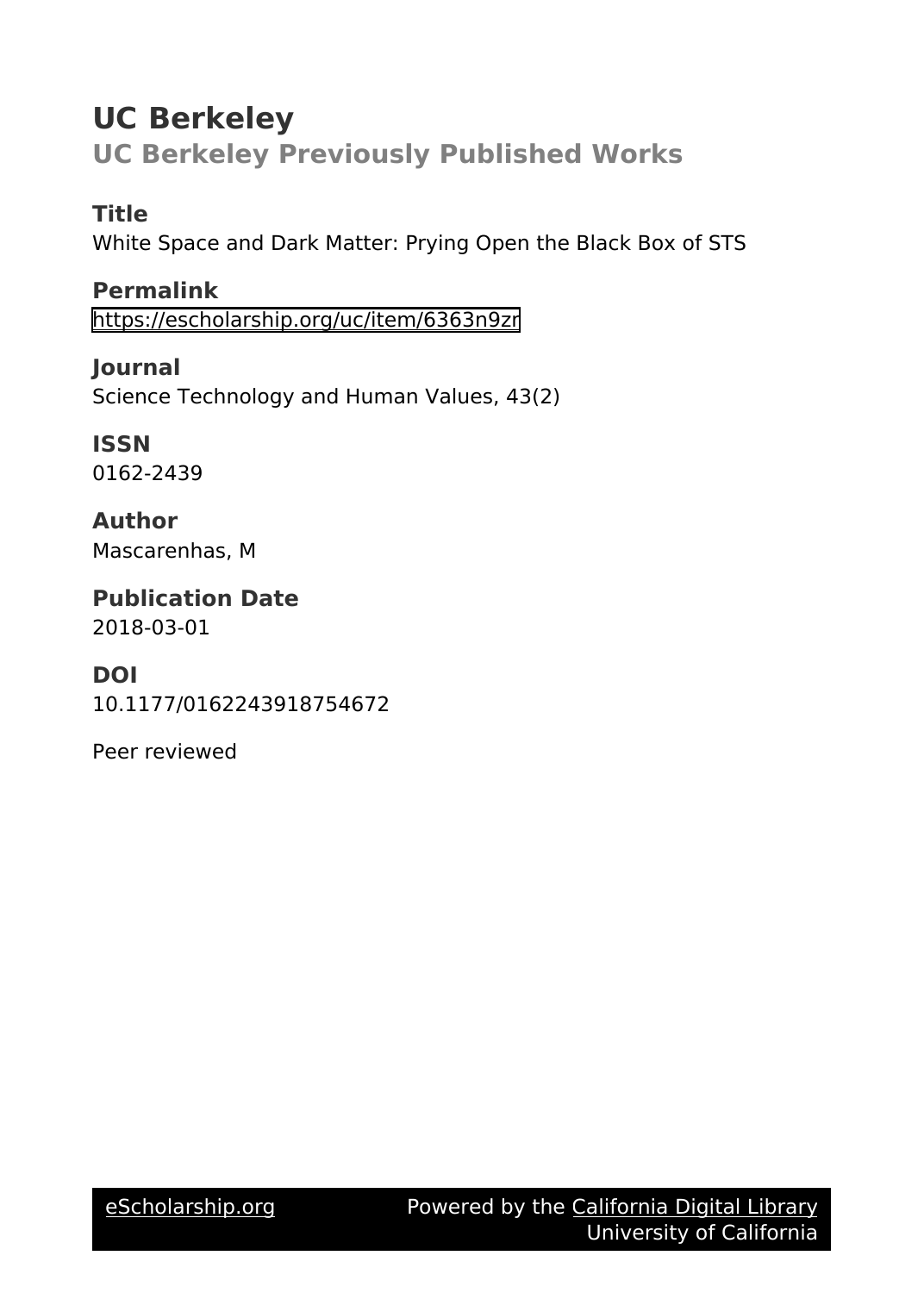# UC Berkeley

## UC Berkeley Previously Published Works

### Title

White Space and Dark Matter: Prying Open the Black Box of STS

### Permalink

https://escholarship.org/uc/item/6363n9zr

### Journal

Science Technology and Human Values, 43(2)

### ISSN

0162-2439

### Author

Mascarenhas, M

### Publication Date

2018-03-01

### DOI

10.1177/0162243918754672

Peer reviewed

eScholarship.org    Powered by the California Digital Library University of California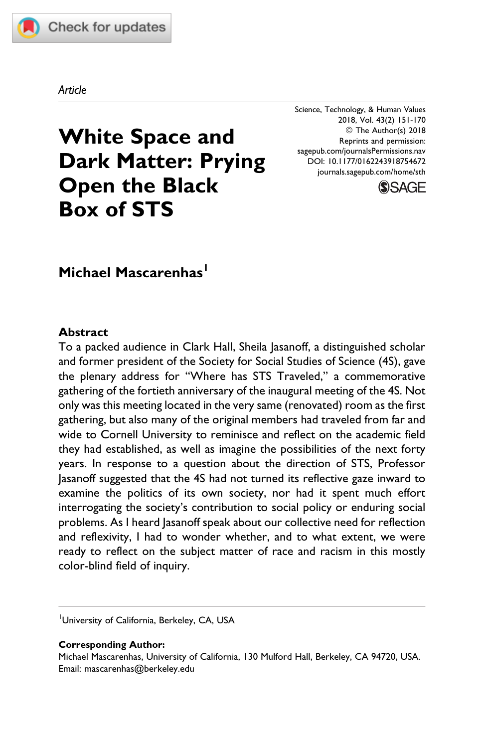*Article*

# White Space and Dark Matter: Prying Open the Black Box of STS

**Michael Mascarenhas**[1]

## Abstract

To a packed audience in Clark Hall, Sheila Jasanoff, a distinguished scholar and former president of the Society for Social Studies of Science (4S), gave the plenary address for "Where has STS Traveled," a commemorative gathering of the fortieth anniversary of the inaugural meeting of the 4S. Not only was this meeting located in the very same (renovated) room as the first gathering, but also many of the original members had traveled from far and wide to Cornell University to reminisce and reflect on the academic field they had established, as well as imagine the possibilities of the next forty years. In response to a question about the direction of STS, Professor Jasanoff suggested that the 4S had not turned its reflective gaze inward to examine the politics of its own society, nor had it spent much effort interrogating the society's contribution to social policy or enduring social problems. As I heard Jasanoff speak about our collective need for reflection and reflexivity, I had to wonder whether, and to what extent, we were ready to reflect on the subject matter of race and racism in this mostly color-blind field of inquiry.

---

[1]University of California, Berkeley, CA, USA

**Corresponding Author:**
Michael Mascarenhas, University of California, 130 Mulford Hall, Berkeley, CA 94720, USA.
Email: mascarenhas@berkeley.edu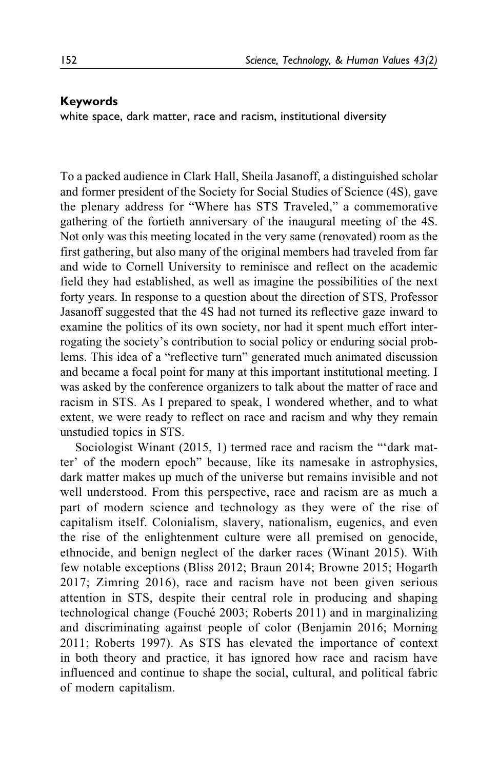**Keywords**

white space, dark matter, race and racism, institutional diversity

To a packed audience in Clark Hall, Sheila Jasanoff, a distinguished scholar and former president of the Society for Social Studies of Science (4S), gave the plenary address for "Where has STS Traveled," a commemorative gathering of the fortieth anniversary of the inaugural meeting of the 4S. Not only was this meeting located in the very same (renovated) room as the first gathering, but also many of the original members had traveled from far and wide to Cornell University to reminisce and reflect on the academic field they had established, as well as imagine the possibilities of the next forty years. In response to a question about the direction of STS, Professor Jasanoff suggested that the 4S had not turned its reflective gaze inward to examine the politics of its own society, nor had it spent much effort interrogating the society's contribution to social policy or enduring social problems. This idea of a "reflective turn" generated much animated discussion and became a focal point for many at this important institutional meeting. I was asked by the conference organizers to talk about the matter of race and racism in STS. As I prepared to speak, I wondered whether, and to what extent, we were ready to reflect on race and racism and why they remain unstudied topics in STS.

Sociologist Winant (2015, 1) termed race and racism the "'dark matter' of the modern epoch" because, like its namesake in astrophysics, dark matter makes up much of the universe but remains invisible and not well understood. From this perspective, race and racism are as much a part of modern science and technology as they were of the rise of capitalism itself. Colonialism, slavery, nationalism, eugenics, and even the rise of the enlightenment culture were all premised on genocide, ethnocide, and benign neglect of the darker races (Winant 2015). With few notable exceptions (Bliss 2012; Braun 2014; Browne 2015; Hogarth 2017; Zimring 2016), race and racism have not been given serious attention in STS, despite their central role in producing and shaping technological change (Fouché 2003; Roberts 2011) and in marginalizing and discriminating against people of color (Benjamin 2016; Morning 2011; Roberts 1997). As STS has elevated the importance of context in both theory and practice, it has ignored how race and racism have influenced and continue to shape the social, cultural, and political fabric of modern capitalism.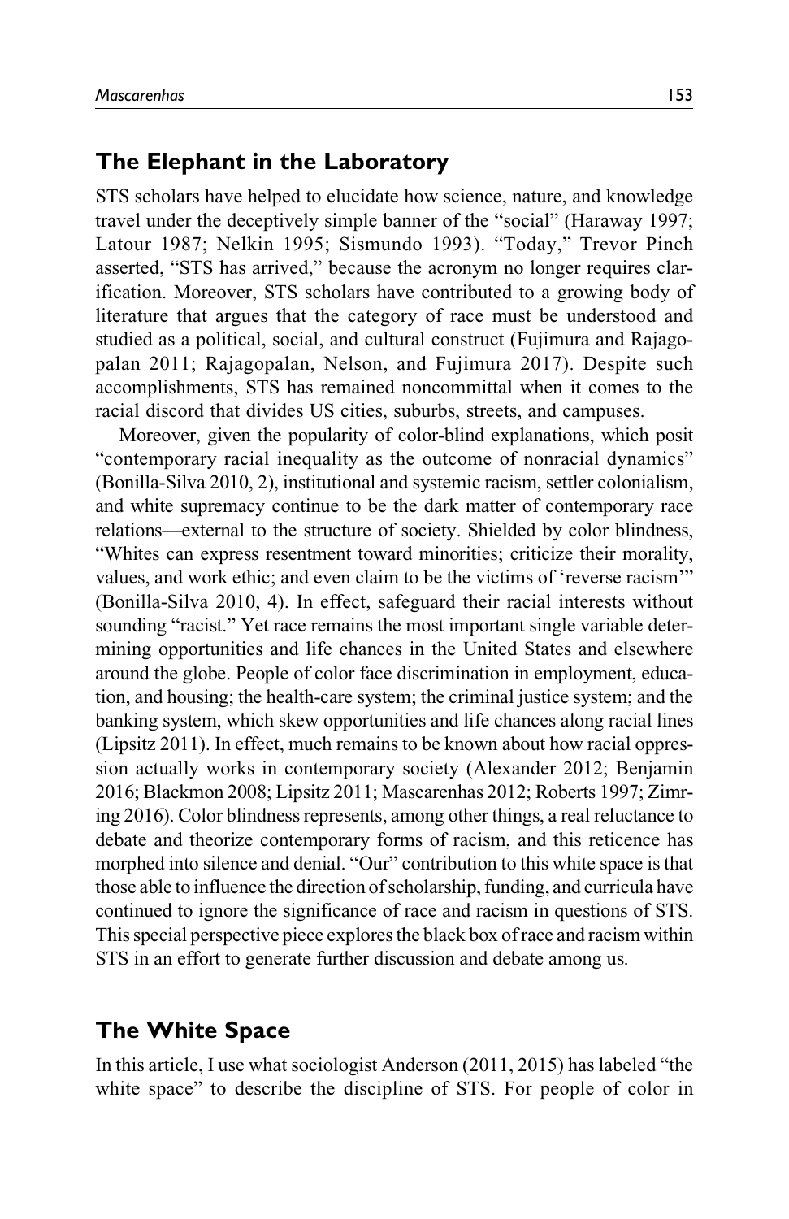## The Elephant in the Laboratory

STS scholars have helped to elucidate how science, nature, and knowledge travel under the deceptively simple banner of the "social" (Haraway 1997; Latour 1987; Nelkin 1995; Sismundo 1993). "Today," Trevor Pinch asserted, "STS has arrived," because the acronym no longer requires clarification. Moreover, STS scholars have contributed to a growing body of literature that argues that the category of race must be understood and studied as a political, social, and cultural construct (Fujimura and Rajagopalan 2011; Rajagopalan, Nelson, and Fujimura 2017). Despite such accomplishments, STS has remained noncommittal when it comes to the racial discord that divides US cities, suburbs, streets, and campuses.

Moreover, given the popularity of color-blind explanations, which posit "contemporary racial inequality as the outcome of nonracial dynamics" (Bonilla-Silva 2010, 2), institutional and systemic racism, settler colonialism, and white supremacy continue to be the dark matter of contemporary race relations—external to the structure of society. Shielded by color blindness, "Whites can express resentment toward minorities; criticize their morality, values, and work ethic; and even claim to be the victims of 'reverse racism'" (Bonilla-Silva 2010, 4). In effect, safeguard their racial interests without sounding "racist." Yet race remains the most important single variable determining opportunities and life chances in the United States and elsewhere around the globe. People of color face discrimination in employment, education, and housing; the health-care system; the criminal justice system; and the banking system, which skew opportunities and life chances along racial lines (Lipsitz 2011). In effect, much remains to be known about how racial oppression actually works in contemporary society (Alexander 2012; Benjamin 2016; Blackmon 2008; Lipsitz 2011; Mascarenhas 2012; Roberts 1997; Zimring 2016). Color blindness represents, among other things, a real reluctance to debate and theorize contemporary forms of racism, and this reticence has morphed into silence and denial. "Our" contribution to this white space is that those able to influence the direction of scholarship, funding, and curricula have continued to ignore the significance of race and racism in questions of STS. This special perspective piece explores the black box of race and racism within STS in an effort to generate further discussion and debate among us.

## The White Space

In this article, I use what sociologist Anderson (2011, 2015) has labeled "the white space" to describe the discipline of STS. For people of color in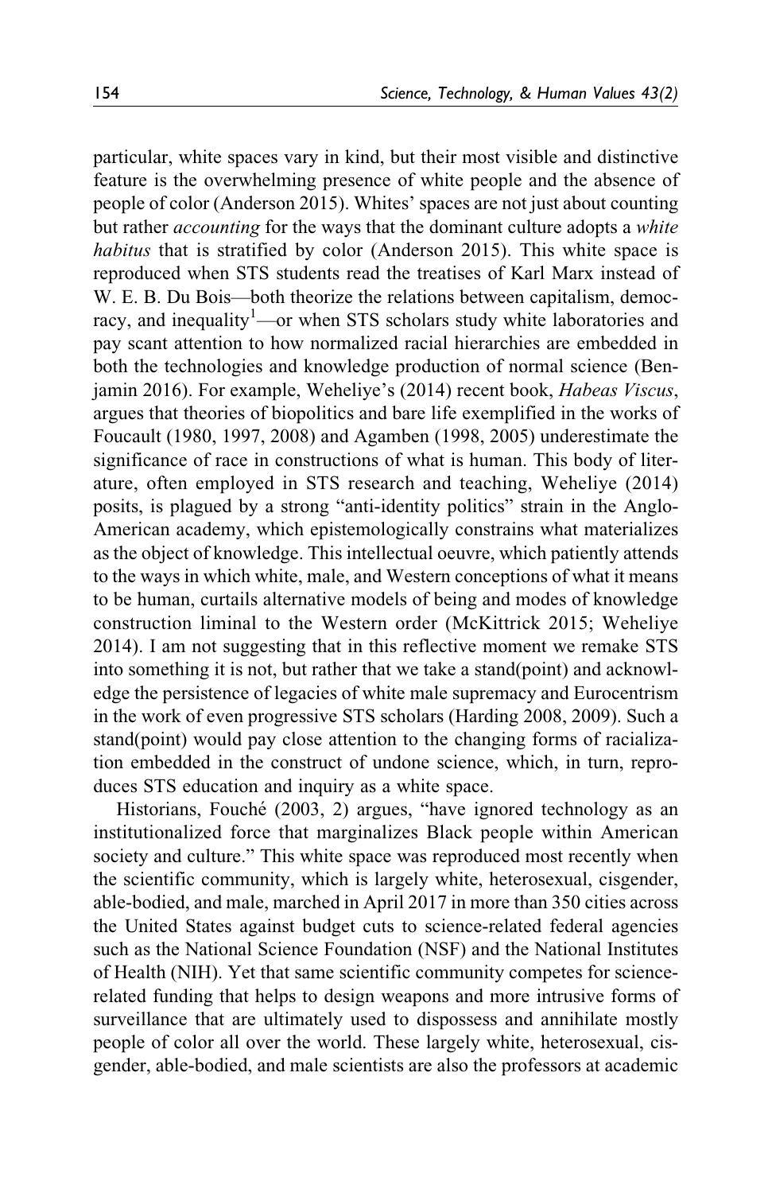particular, white spaces vary in kind, but their most visible and distinctive feature is the overwhelming presence of white people and the absence of people of color (Anderson 2015). Whites' spaces are not just about counting but rather *accounting* for the ways that the dominant culture adopts a *white habitus* that is stratified by color (Anderson 2015). This white space is reproduced when STS students read the treatises of Karl Marx instead of W. E. B. Du Bois—both theorize the relations between capitalism, democracy, and inequality[1]—or when STS scholars study white laboratories and pay scant attention to how normalized racial hierarchies are embedded in both the technologies and knowledge production of normal science (Benjamin 2016). For example, Weheliye's (2014) recent book, *Habeas Viscus*, argues that theories of biopolitics and bare life exemplified in the works of Foucault (1980, 1997, 2008) and Agamben (1998, 2005) underestimate the significance of race in constructions of what is human. This body of literature, often employed in STS research and teaching, Weheliye (2014) posits, is plagued by a strong "anti-identity politics" strain in the Anglo-American academy, which epistemologically constrains what materializes as the object of knowledge. This intellectual oeuvre, which patiently attends to the ways in which white, male, and Western conceptions of what it means to be human, curtails alternative models of being and modes of knowledge construction liminal to the Western order (McKittrick 2015; Weheliye 2014). I am not suggesting that in this reflective moment we remake STS into something it is not, but rather that we take a stand(point) and acknowledge the persistence of legacies of white male supremacy and Eurocentrism in the work of even progressive STS scholars (Harding 2008, 2009). Such a stand(point) would pay close attention to the changing forms of racialization embedded in the construct of undone science, which, in turn, reproduces STS education and inquiry as a white space.

Historians, Fouché (2003, 2) argues, "have ignored technology as an institutionalized force that marginalizes Black people within American society and culture." This white space was reproduced most recently when the scientific community, which is largely white, heterosexual, cisgender, able-bodied, and male, marched in April 2017 in more than 350 cities across the United States against budget cuts to science-related federal agencies such as the National Science Foundation (NSF) and the National Institutes of Health (NIH). Yet that same scientific community competes for science-related funding that helps to design weapons and more intrusive forms of surveillance that are ultimately used to dispossess and annihilate mostly people of color all over the world. These largely white, heterosexual, cisgender, able-bodied, and male scientists are also the professors at academic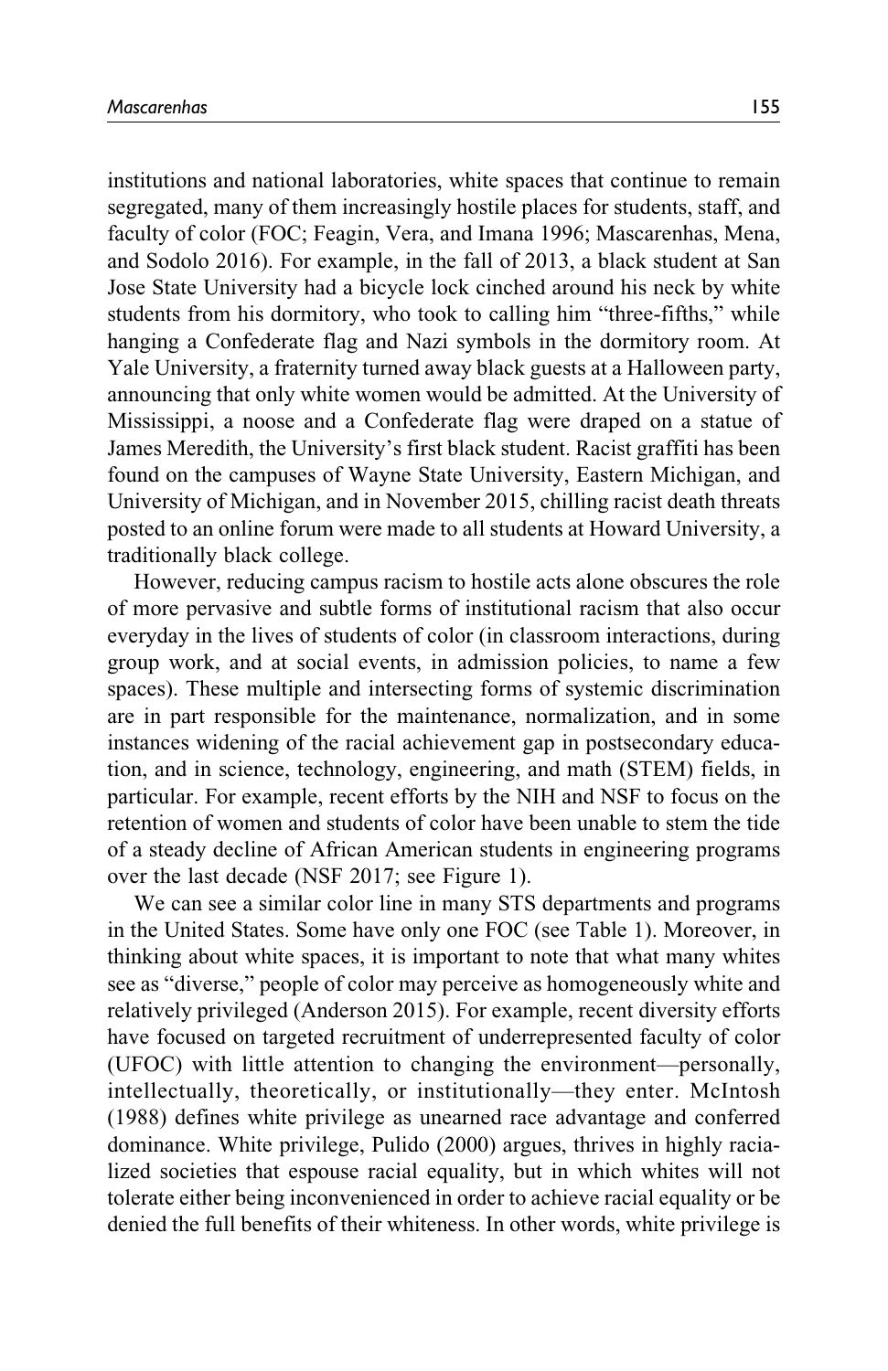institutions and national laboratories, white spaces that continue to remain segregated, many of them increasingly hostile places for students, staff, and faculty of color (FOC; Feagin, Vera, and Imana 1996; Mascarenhas, Mena, and Sodolo 2016). For example, in the fall of 2013, a black student at San Jose State University had a bicycle lock cinched around his neck by white students from his dormitory, who took to calling him "three-fifths," while hanging a Confederate flag and Nazi symbols in the dormitory room. At Yale University, a fraternity turned away black guests at a Halloween party, announcing that only white women would be admitted. At the University of Mississippi, a noose and a Confederate flag were draped on a statue of James Meredith, the University's first black student. Racist graffiti has been found on the campuses of Wayne State University, Eastern Michigan, and University of Michigan, and in November 2015, chilling racist death threats posted to an online forum were made to all students at Howard University, a traditionally black college.

However, reducing campus racism to hostile acts alone obscures the role of more pervasive and subtle forms of institutional racism that also occur everyday in the lives of students of color (in classroom interactions, during group work, and at social events, in admission policies, to name a few spaces). These multiple and intersecting forms of systemic discrimination are in part responsible for the maintenance, normalization, and in some instances widening of the racial achievement gap in postsecondary education, and in science, technology, engineering, and math (STEM) fields, in particular. For example, recent efforts by the NIH and NSF to focus on the retention of women and students of color have been unable to stem the tide of a steady decline of African American students in engineering programs over the last decade (NSF 2017; see Figure 1).

We can see a similar color line in many STS departments and programs in the United States. Some have only one FOC (see Table 1). Moreover, in thinking about white spaces, it is important to note that what many whites see as "diverse," people of color may perceive as homogeneously white and relatively privileged (Anderson 2015). For example, recent diversity efforts have focused on targeted recruitment of underrepresented faculty of color (UFOC) with little attention to changing the environment—personally, intellectually, theoretically, or institutionally—they enter. McIntosh (1988) defines white privilege as unearned race advantage and conferred dominance. White privilege, Pulido (2000) argues, thrives in highly racialized societies that espouse racial equality, but in which whites will not tolerate either being inconvenienced in order to achieve racial equality or be denied the full benefits of their whiteness. In other words, white privilege is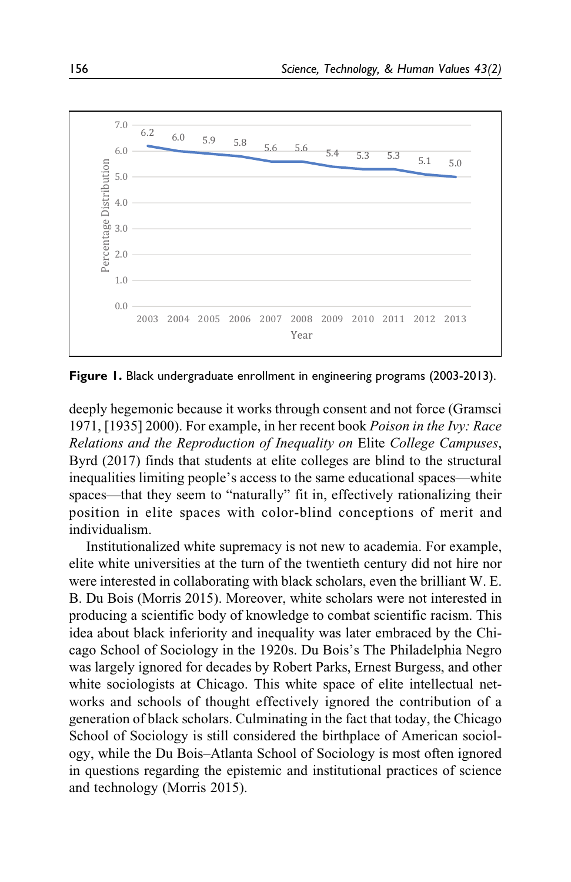**Figure 1.** Black undergraduate enrollment in engineering programs (2003-2013).

deeply hegemonic because it works through consent and not force (Gramsci 1971, [1935] 2000). For example, in her recent book *Poison in the Ivy: Race Relations and the Reproduction of Inequality on* Elite *College Campuses*, Byrd (2017) finds that students at elite colleges are blind to the structural inequalities limiting people's access to the same educational spaces—white spaces—that they seem to "naturally" fit in, effectively rationalizing their position in elite spaces with color-blind conceptions of merit and individualism.

Institutionalized white supremacy is not new to academia. For example, elite white universities at the turn of the twentieth century did not hire nor were interested in collaborating with black scholars, even the brilliant W. E. B. Du Bois (Morris 2015). Moreover, white scholars were not interested in producing a scientific body of knowledge to combat scientific racism. This idea about black inferiority and inequality was later embraced by the Chicago School of Sociology in the 1920s. Du Bois's The Philadelphia Negro was largely ignored for decades by Robert Parks, Ernest Burgess, and other white sociologists at Chicago. This white space of elite intellectual networks and schools of thought effectively ignored the contribution of a generation of black scholars. Culminating in the fact that today, the Chicago School of Sociology is still considered the birthplace of American sociology, while the Du Bois–Atlanta School of Sociology is most often ignored in questions regarding the epistemic and institutional practices of science and technology (Morris 2015).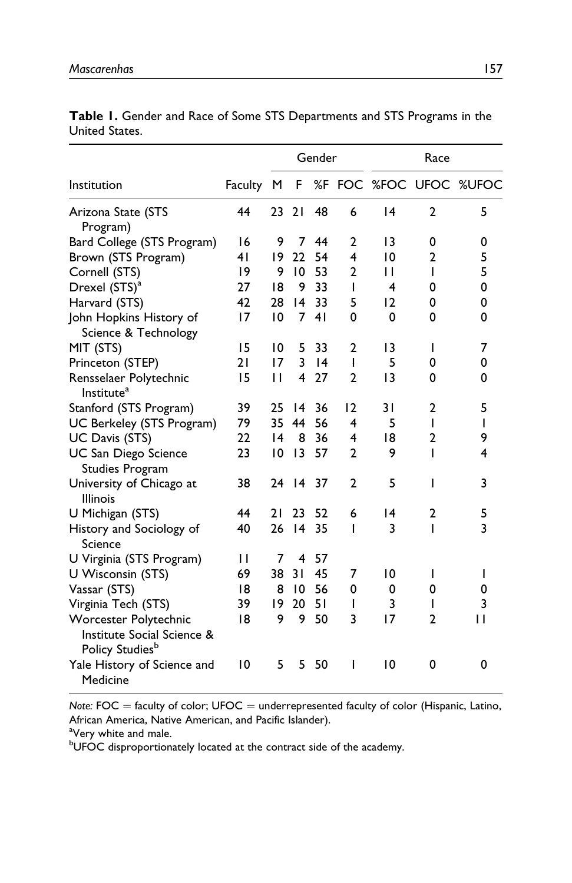**Table 1.** Gender and Race of Some STS Departments and STS Programs in the United States.

| Institution | Faculty | Gender | | | Race | | | |
|---|---|---|---|---|---|---|---|---|
| | | M | F | %F | FOC | %FOC | UFOC | %UFOC |
| Arizona State (STS Program) | 44 | 23 | 21 | 48 | 6 | 14 | 2 | 5 |
| Bard College (STS Program) | 16 | 9 | 7 | 44 | 2 | 13 | 0 | 0 |
| Brown (STS Program) | 41 | 19 | 22 | 54 | 4 | 10 | 2 | 5 |
| Cornell (STS) | 19 | 9 | 10 | 53 | 2 | 11 | 1 | 5 |
| Drexel (STS)[a] | 27 | 18 | 9 | 33 | 1 | 4 | 0 | 0 |
| Harvard (STS) | 42 | 28 | 14 | 33 | 5 | 12 | 0 | 0 |
| John Hopkins History of Science & Technology | 17 | 10 | 7 | 41 | 0 | 0 | 0 | 0 |
| MIT (STS) | 15 | 10 | 5 | 33 | 2 | 13 | 1 | 7 |
| Princeton (STEP) | 21 | 17 | 3 | 14 | 1 | 5 | 0 | 0 |
| Rensselaer Polytechnic Institute[a] | 15 | 11 | 4 | 27 | 2 | 13 | 0 | 0 |
| Stanford (STS Program) | 39 | 25 | 14 | 36 | 12 | 31 | 2 | 5 |
| UC Berkeley (STS Program) | 79 | 35 | 44 | 56 | 4 | 5 | 1 | 1 |
| UC Davis (STS) | 22 | 14 | 8 | 36 | 4 | 18 | 2 | 9 |
| UC San Diego Science Studies Program | 23 | 10 | 13 | 57 | 2 | 9 | 1 | 4 |
| University of Chicago at Illinois | 38 | 24 | 14 | 37 | 2 | 5 | 1 | 3 |
| U Michigan (STS) | 44 | 21 | 23 | 52 | 6 | 14 | 2 | 5 |
| History and Sociology of Science | 40 | 26 | 14 | 35 | 1 | 3 | 1 | 3 |
| U Virginia (STS Program) | 11 | 7 | 4 | 57 | | | | |
| U Wisconsin (STS) | 69 | 38 | 31 | 45 | 7 | 10 | 1 | 1 |
| Vassar (STS) | 18 | 8 | 10 | 56 | 0 | 0 | 0 | 0 |
| Virginia Tech (STS) | 39 | 19 | 20 | 51 | 1 | 3 | 1 | 3 |
| Worcester Polytechnic Institute Social Science & Policy Studies[b] | 18 | 9 | 9 | 50 | 3 | 17 | 2 | 11 |
| Yale History of Science and Medicine | 10 | 5 | 5 | 50 | 1 | 10 | 0 | 0 |

*Note:* FOC = faculty of color; UFOC = underrepresented faculty of color (Hispanic, Latino, African America, Native American, and Pacific Islander).
[a]Very white and male.
[b]UFOC disproportionately located at the contract side of the academy.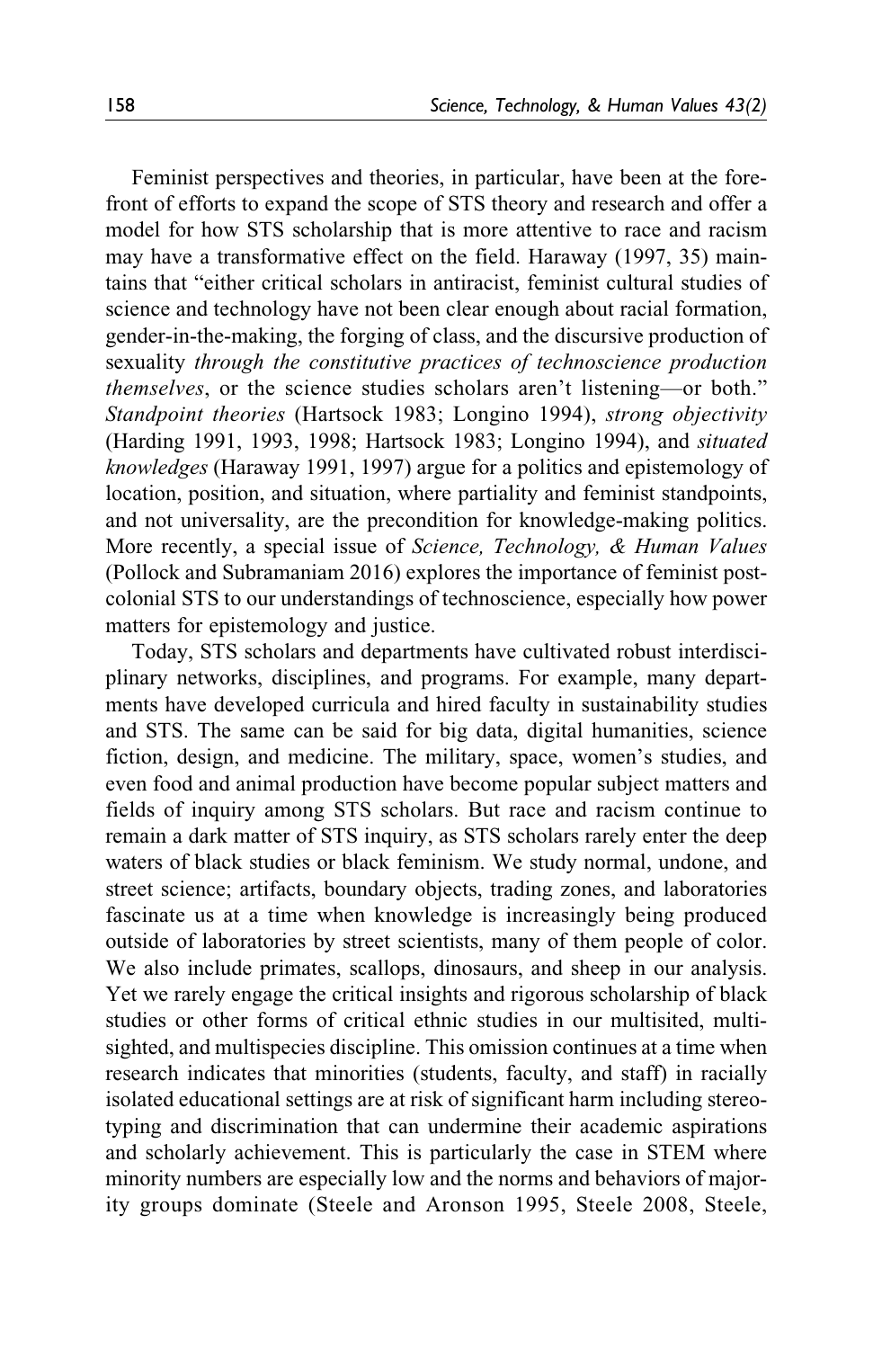Feminist perspectives and theories, in particular, have been at the forefront of efforts to expand the scope of STS theory and research and offer a model for how STS scholarship that is more attentive to race and racism may have a transformative effect on the field. Haraway (1997, 35) maintains that "either critical scholars in antiracist, feminist cultural studies of science and technology have not been clear enough about racial formation, gender-in-the-making, the forging of class, and the discursive production of sexuality *through the constitutive practices of technoscience production themselves*, or the science studies scholars aren't listening—or both." *Standpoint theories* (Hartsock 1983; Longino 1994), *strong objectivity* (Harding 1991, 1993, 1998; Hartsock 1983; Longino 1994), and *situated knowledges* (Haraway 1991, 1997) argue for a politics and epistemology of location, position, and situation, where partiality and feminist standpoints, and not universality, are the precondition for knowledge-making politics. More recently, a special issue of *Science, Technology, & Human Values* (Pollock and Subramaniam 2016) explores the importance of feminist post-colonial STS to our understandings of technoscience, especially how power matters for epistemology and justice.

Today, STS scholars and departments have cultivated robust interdisciplinary networks, disciplines, and programs. For example, many departments have developed curricula and hired faculty in sustainability studies and STS. The same can be said for big data, digital humanities, science fiction, design, and medicine. The military, space, women's studies, and even food and animal production have become popular subject matters and fields of inquiry among STS scholars. But race and racism continue to remain a dark matter of STS inquiry, as STS scholars rarely enter the deep waters of black studies or black feminism. We study normal, undone, and street science; artifacts, boundary objects, trading zones, and laboratories fascinate us at a time when knowledge is increasingly being produced outside of laboratories by street scientists, many of them people of color. We also include primates, scallops, dinosaurs, and sheep in our analysis. Yet we rarely engage the critical insights and rigorous scholarship of black studies or other forms of critical ethnic studies in our multisited, multisighted, and multispecies discipline. This omission continues at a time when research indicates that minorities (students, faculty, and staff) in racially isolated educational settings are at risk of significant harm including stereotyping and discrimination that can undermine their academic aspirations and scholarly achievement. This is particularly the case in STEM where minority numbers are especially low and the norms and behaviors of majority groups dominate (Steele and Aronson 1995, Steele 2008, Steele,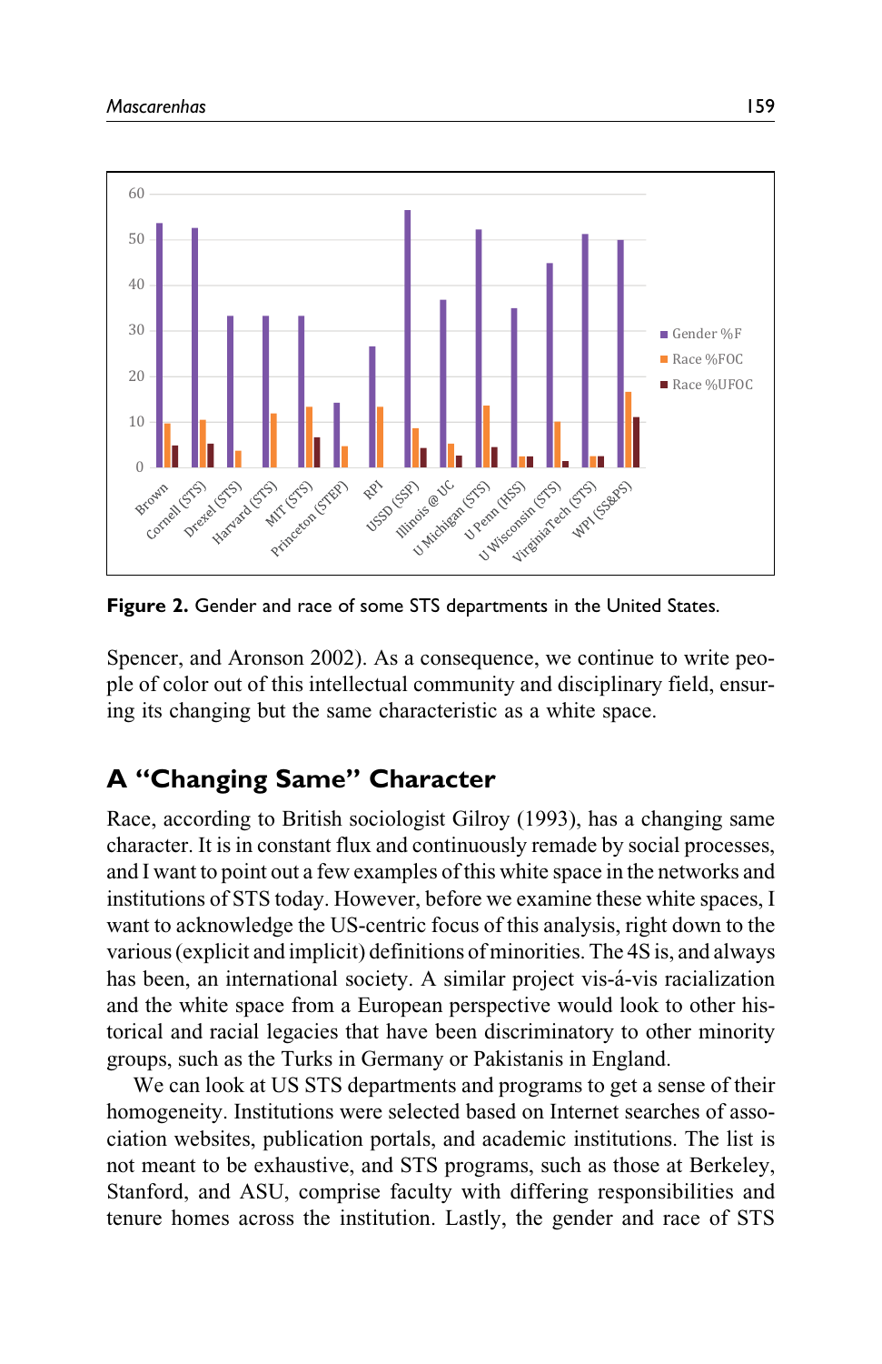Figure 2. Gender and race of some STS departments in the United States.

Spencer, and Aronson 2002). As a consequence, we continue to write people of color out of this intellectual community and disciplinary field, ensuring its changing but the same characteristic as a white space.

## A "Changing Same" Character

Race, according to British sociologist Gilroy (1993), has a changing same character. It is in constant flux and continuously remade by social processes, and I want to point out a few examples of this white space in the networks and institutions of STS today. However, before we examine these white spaces, I want to acknowledge the US-centric focus of this analysis, right down to the various (explicit and implicit) definitions of minorities. The 4S is, and always has been, an international society. A similar project vis-á-vis racialization and the white space from a European perspective would look to other historical and racial legacies that have been discriminatory to other minority groups, such as the Turks in Germany or Pakistanis in England.

We can look at US STS departments and programs to get a sense of their homogeneity. Institutions were selected based on Internet searches of association websites, publication portals, and academic institutions. The list is not meant to be exhaustive, and STS programs, such as those at Berkeley, Stanford, and ASU, comprise faculty with differing responsibilities and tenure homes across the institution. Lastly, the gender and race of STS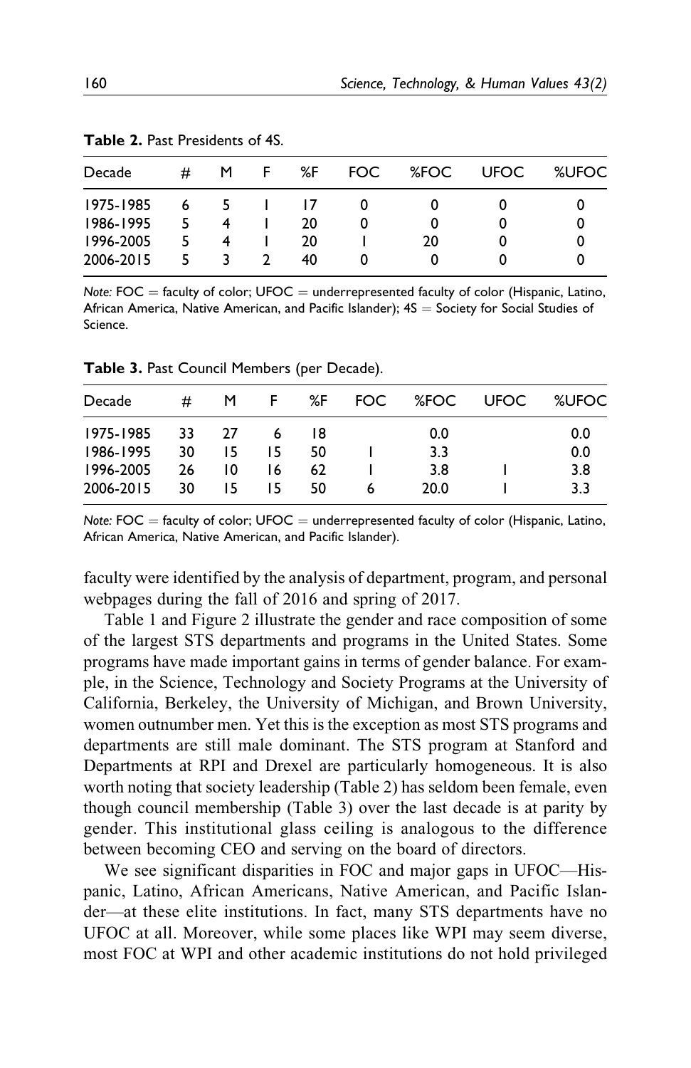**Table 2.** Past Presidents of 4S.

| Decade | # | M | F | %F | FOC | %FOC | UFOC | %UFOC |
|---|---|---|---|---|---|---|---|---|
| 1975-1985 | 6 | 5 | 1 | 17 | 0 | 0 | 0 | 0 |
| 1986-1995 | 5 | 4 | 1 | 20 | 0 | 0 | 0 | 0 |
| 1996-2005 | 5 | 4 | 1 | 20 | 1 | 20 | 0 | 0 |
| 2006-2015 | 5 | 3 | 2 | 40 | 0 | 0 | 0 | 0 |

*Note:* FOC = faculty of color; UFOC = underrepresented faculty of color (Hispanic, Latino, African America, Native American, and Pacific Islander); 4S = Society for Social Studies of Science.

**Table 3.** Past Council Members (per Decade).

| Decade | # | M | F | %F | FOC | %FOC | UFOC | %UFOC |
|---|---|---|---|---|---|---|---|---|
| 1975-1985 | 33 | 27 | 6 | 18 | | 0.0 | | 0.0 |
| 1986-1995 | 30 | 15 | 15 | 50 | 1 | 3.3 | | 0.0 |
| 1996-2005 | 26 | 10 | 16 | 62 | 1 | 3.8 | 1 | 3.8 |
| 2006-2015 | 30 | 15 | 15 | 50 | 6 | 20.0 | 1 | 3.3 |

*Note:* FOC = faculty of color; UFOC = underrepresented faculty of color (Hispanic, Latino, African America, Native American, and Pacific Islander).

faculty were identified by the analysis of department, program, and personal webpages during the fall of 2016 and spring of 2017.

Table 1 and Figure 2 illustrate the gender and race composition of some of the largest STS departments and programs in the United States. Some programs have made important gains in terms of gender balance. For example, in the Science, Technology and Society Programs at the University of California, Berkeley, the University of Michigan, and Brown University, women outnumber men. Yet this is the exception as most STS programs and departments are still male dominant. The STS program at Stanford and Departments at RPI and Drexel are particularly homogeneous. It is also worth noting that society leadership (Table 2) has seldom been female, even though council membership (Table 3) over the last decade is at parity by gender. This institutional glass ceiling is analogous to the difference between becoming CEO and serving on the board of directors.

We see significant disparities in FOC and major gaps in UFOC—Hispanic, Latino, African Americans, Native American, and Pacific Islander—at these elite institutions. In fact, many STS departments have no UFOC at all. Moreover, while some places like WPI may seem diverse, most FOC at WPI and other academic institutions do not hold privileged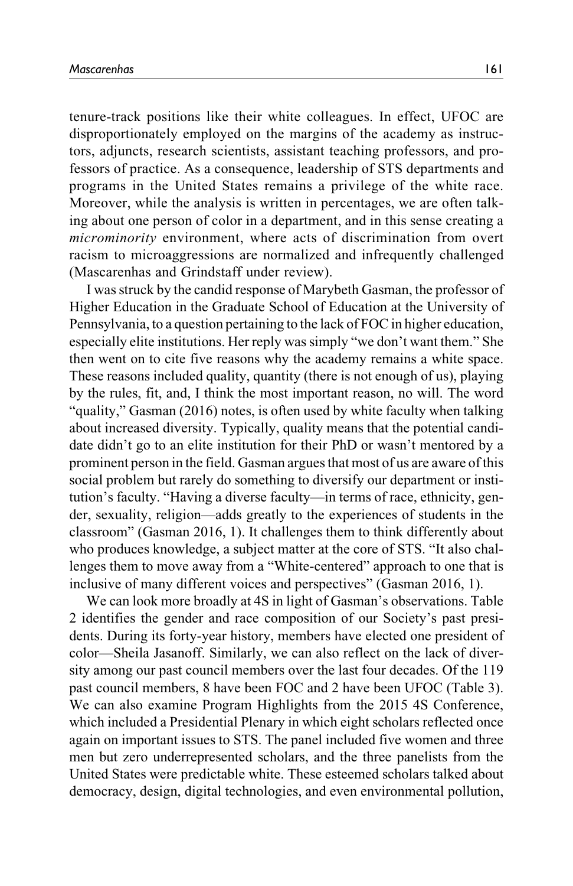tenure-track positions like their white colleagues. In effect, UFOC are disproportionately employed on the margins of the academy as instructors, adjuncts, research scientists, assistant teaching professors, and professors of practice. As a consequence, leadership of STS departments and programs in the United States remains a privilege of the white race. Moreover, while the analysis is written in percentages, we are often talking about one person of color in a department, and in this sense creating a *microminority* environment, where acts of discrimination from overt racism to microaggressions are normalized and infrequently challenged (Mascarenhas and Grindstaff under review).

I was struck by the candid response of Marybeth Gasman, the professor of Higher Education in the Graduate School of Education at the University of Pennsylvania, to a question pertaining to the lack of FOC in higher education, especially elite institutions. Her reply was simply "we don't want them." She then went on to cite five reasons why the academy remains a white space. These reasons included quality, quantity (there is not enough of us), playing by the rules, fit, and, I think the most important reason, no will. The word "quality," Gasman (2016) notes, is often used by white faculty when talking about increased diversity. Typically, quality means that the potential candidate didn't go to an elite institution for their PhD or wasn't mentored by a prominent person in the field. Gasman argues that most of us are aware of this social problem but rarely do something to diversify our department or institution's faculty. "Having a diverse faculty—in terms of race, ethnicity, gender, sexuality, religion—adds greatly to the experiences of students in the classroom" (Gasman 2016, 1). It challenges them to think differently about who produces knowledge, a subject matter at the core of STS. "It also challenges them to move away from a "White-centered" approach to one that is inclusive of many different voices and perspectives" (Gasman 2016, 1).

We can look more broadly at 4S in light of Gasman's observations. Table 2 identifies the gender and race composition of our Society's past presidents. During its forty-year history, members have elected one president of color—Sheila Jasanoff. Similarly, we can also reflect on the lack of diversity among our past council members over the last four decades. Of the 119 past council members, 8 have been FOC and 2 have been UFOC (Table 3). We can also examine Program Highlights from the 2015 4S Conference, which included a Presidential Plenary in which eight scholars reflected once again on important issues to STS. The panel included five women and three men but zero underrepresented scholars, and the three panelists from the United States were predictable white. These esteemed scholars talked about democracy, design, digital technologies, and even environmental pollution,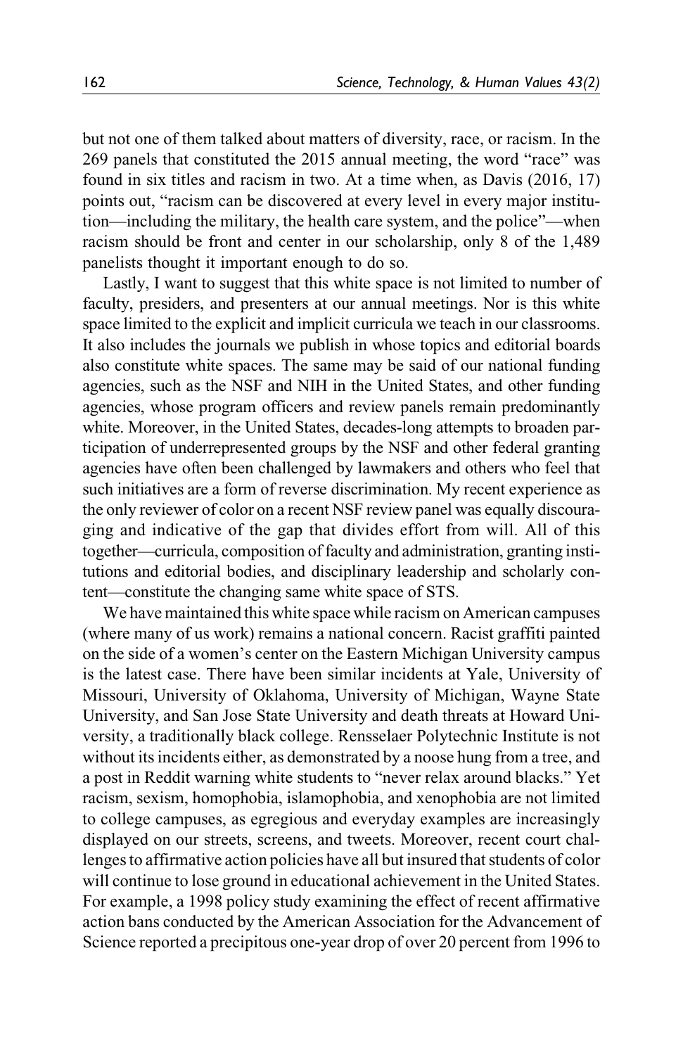but not one of them talked about matters of diversity, race, or racism. In the 269 panels that constituted the 2015 annual meeting, the word "race" was found in six titles and racism in two. At a time when, as Davis (2016, 17) points out, "racism can be discovered at every level in every major institution—including the military, the health care system, and the police"—when racism should be front and center in our scholarship, only 8 of the 1,489 panelists thought it important enough to do so.

Lastly, I want to suggest that this white space is not limited to number of faculty, presiders, and presenters at our annual meetings. Nor is this white space limited to the explicit and implicit curricula we teach in our classrooms. It also includes the journals we publish in whose topics and editorial boards also constitute white spaces. The same may be said of our national funding agencies, such as the NSF and NIH in the United States, and other funding agencies, whose program officers and review panels remain predominantly white. Moreover, in the United States, decades-long attempts to broaden participation of underrepresented groups by the NSF and other federal granting agencies have often been challenged by lawmakers and others who feel that such initiatives are a form of reverse discrimination. My recent experience as the only reviewer of color on a recent NSF review panel was equally discouraging and indicative of the gap that divides effort from will. All of this together—curricula, composition of faculty and administration, granting institutions and editorial bodies, and disciplinary leadership and scholarly content—constitute the changing same white space of STS.

We have maintained this white space while racism on American campuses (where many of us work) remains a national concern. Racist graffiti painted on the side of a women's center on the Eastern Michigan University campus is the latest case. There have been similar incidents at Yale, University of Missouri, University of Oklahoma, University of Michigan, Wayne State University, and San Jose State University and death threats at Howard University, a traditionally black college. Rensselaer Polytechnic Institute is not without its incidents either, as demonstrated by a noose hung from a tree, and a post in Reddit warning white students to "never relax around blacks." Yet racism, sexism, homophobia, islamophobia, and xenophobia are not limited to college campuses, as egregious and everyday examples are increasingly displayed on our streets, screens, and tweets. Moreover, recent court challenges to affirmative action policies have all but insured that students of color will continue to lose ground in educational achievement in the United States. For example, a 1998 policy study examining the effect of recent affirmative action bans conducted by the American Association for the Advancement of Science reported a precipitous one-year drop of over 20 percent from 1996 to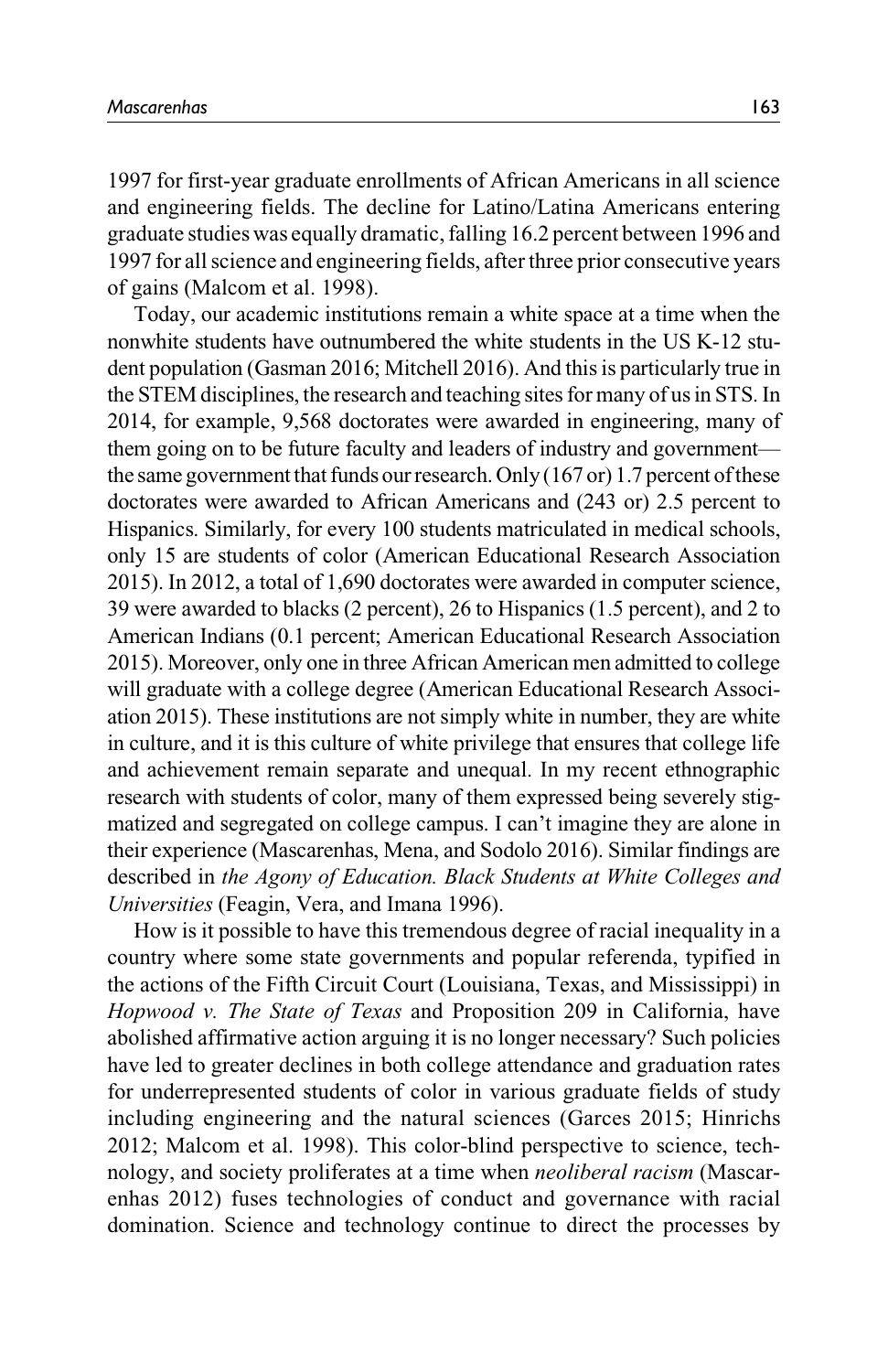1997 for first-year graduate enrollments of African Americans in all science and engineering fields. The decline for Latino/Latina Americans entering graduate studies was equally dramatic, falling 16.2 percent between 1996 and 1997 for all science and engineering fields, after three prior consecutive years of gains (Malcom et al. 1998).

Today, our academic institutions remain a white space at a time when the nonwhite students have outnumbered the white students in the US K-12 student population (Gasman 2016; Mitchell 2016). And this is particularly true in the STEM disciplines, the research and teaching sites for many of us in STS. In 2014, for example, 9,568 doctorates were awarded in engineering, many of them going on to be future faculty and leaders of industry and government—the same government that funds our research. Only (167 or) 1.7 percent of these doctorates were awarded to African Americans and (243 or) 2.5 percent to Hispanics. Similarly, for every 100 students matriculated in medical schools, only 15 are students of color (American Educational Research Association 2015). In 2012, a total of 1,690 doctorates were awarded in computer science, 39 were awarded to blacks (2 percent), 26 to Hispanics (1.5 percent), and 2 to American Indians (0.1 percent; American Educational Research Association 2015). Moreover, only one in three African American men admitted to college will graduate with a college degree (American Educational Research Association 2015). These institutions are not simply white in number, they are white in culture, and it is this culture of white privilege that ensures that college life and achievement remain separate and unequal. In my recent ethnographic research with students of color, many of them expressed being severely stigmatized and segregated on college campus. I can't imagine they are alone in their experience (Mascarenhas, Mena, and Sodolo 2016). Similar findings are described in *the Agony of Education. Black Students at White Colleges and Universities* (Feagin, Vera, and Imana 1996).

How is it possible to have this tremendous degree of racial inequality in a country where some state governments and popular referenda, typified in the actions of the Fifth Circuit Court (Louisiana, Texas, and Mississippi) in *Hopwood v. The State of Texas* and Proposition 209 in California, have abolished affirmative action arguing it is no longer necessary? Such policies have led to greater declines in both college attendance and graduation rates for underrepresented students of color in various graduate fields of study including engineering and the natural sciences (Garces 2015; Hinrichs 2012; Malcom et al. 1998). This color-blind perspective to science, technology, and society proliferates at a time when *neoliberal racism* (Mascarenhas 2012) fuses technologies of conduct and governance with racial domination. Science and technology continue to direct the processes by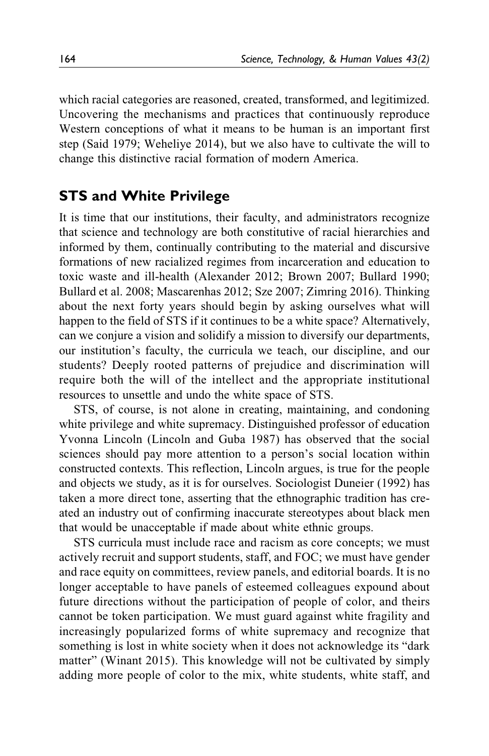which racial categories are reasoned, created, transformed, and legitimized. Uncovering the mechanisms and practices that continuously reproduce Western conceptions of what it means to be human is an important first step (Said 1979; Weheliye 2014), but we also have to cultivate the will to change this distinctive racial formation of modern America.

## STS and White Privilege

It is time that our institutions, their faculty, and administrators recognize that science and technology are both constitutive of racial hierarchies and informed by them, continually contributing to the material and discursive formations of new racialized regimes from incarceration and education to toxic waste and ill-health (Alexander 2012; Brown 2007; Bullard 1990; Bullard et al. 2008; Mascarenhas 2012; Sze 2007; Zimring 2016). Thinking about the next forty years should begin by asking ourselves what will happen to the field of STS if it continues to be a white space? Alternatively, can we conjure a vision and solidify a mission to diversify our departments, our institution's faculty, the curricula we teach, our discipline, and our students? Deeply rooted patterns of prejudice and discrimination will require both the will of the intellect and the appropriate institutional resources to unsettle and undo the white space of STS.

STS, of course, is not alone in creating, maintaining, and condoning white privilege and white supremacy. Distinguished professor of education Yvonna Lincoln (Lincoln and Guba 1987) has observed that the social sciences should pay more attention to a person's social location within constructed contexts. This reflection, Lincoln argues, is true for the people and objects we study, as it is for ourselves. Sociologist Duneier (1992) has taken a more direct tone, asserting that the ethnographic tradition has created an industry out of confirming inaccurate stereotypes about black men that would be unacceptable if made about white ethnic groups.

STS curricula must include race and racism as core concepts; we must actively recruit and support students, staff, and FOC; we must have gender and race equity on committees, review panels, and editorial boards. It is no longer acceptable to have panels of esteemed colleagues expound about future directions without the participation of people of color, and theirs cannot be token participation. We must guard against white fragility and increasingly popularized forms of white supremacy and recognize that something is lost in white society when it does not acknowledge its "dark matter" (Winant 2015). This knowledge will not be cultivated by simply adding more people of color to the mix, white students, white staff, and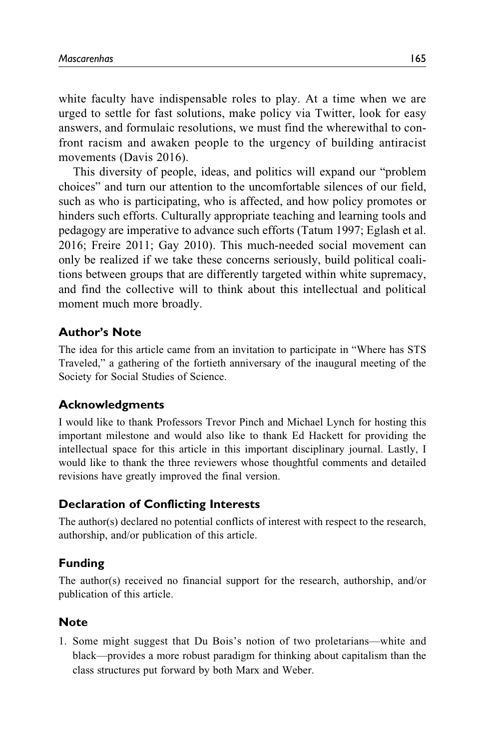white faculty have indispensable roles to play. At a time when we are urged to settle for fast solutions, make policy via Twitter, look for easy answers, and formulaic resolutions, we must find the wherewithal to confront racism and awaken people to the urgency of building antiracist movements (Davis 2016).

This diversity of people, ideas, and politics will expand our "problem choices" and turn our attention to the uncomfortable silences of our field, such as who is participating, who is affected, and how policy promotes or hinders such efforts. Culturally appropriate teaching and learning tools and pedagogy are imperative to advance such efforts (Tatum 1997; Eglash et al. 2016; Freire 2011; Gay 2010). This much-needed social movement can only be realized if we take these concerns seriously, build political coalitions between groups that are differently targeted within white supremacy, and find the collective will to think about this intellectual and political moment much more broadly.

## Author's Note

The idea for this article came from an invitation to participate in "Where has STS Traveled," a gathering of the fortieth anniversary of the inaugural meeting of the Society for Social Studies of Science.

## Acknowledgments

I would like to thank Professors Trevor Pinch and Michael Lynch for hosting this important milestone and would also like to thank Ed Hackett for providing the intellectual space for this article in this important disciplinary journal. Lastly, I would like to thank the three reviewers whose thoughtful comments and detailed revisions have greatly improved the final version.

## Declaration of Conflicting Interests

The author(s) declared no potential conflicts of interest with respect to the research, authorship, and/or publication of this article.

## Funding

The author(s) received no financial support for the research, authorship, and/or publication of this article.

## Note

1. Some might suggest that Du Bois's notion of two proletarians—white and black—provides a more robust paradigm for thinking about capitalism than the class structures put forward by both Marx and Weber.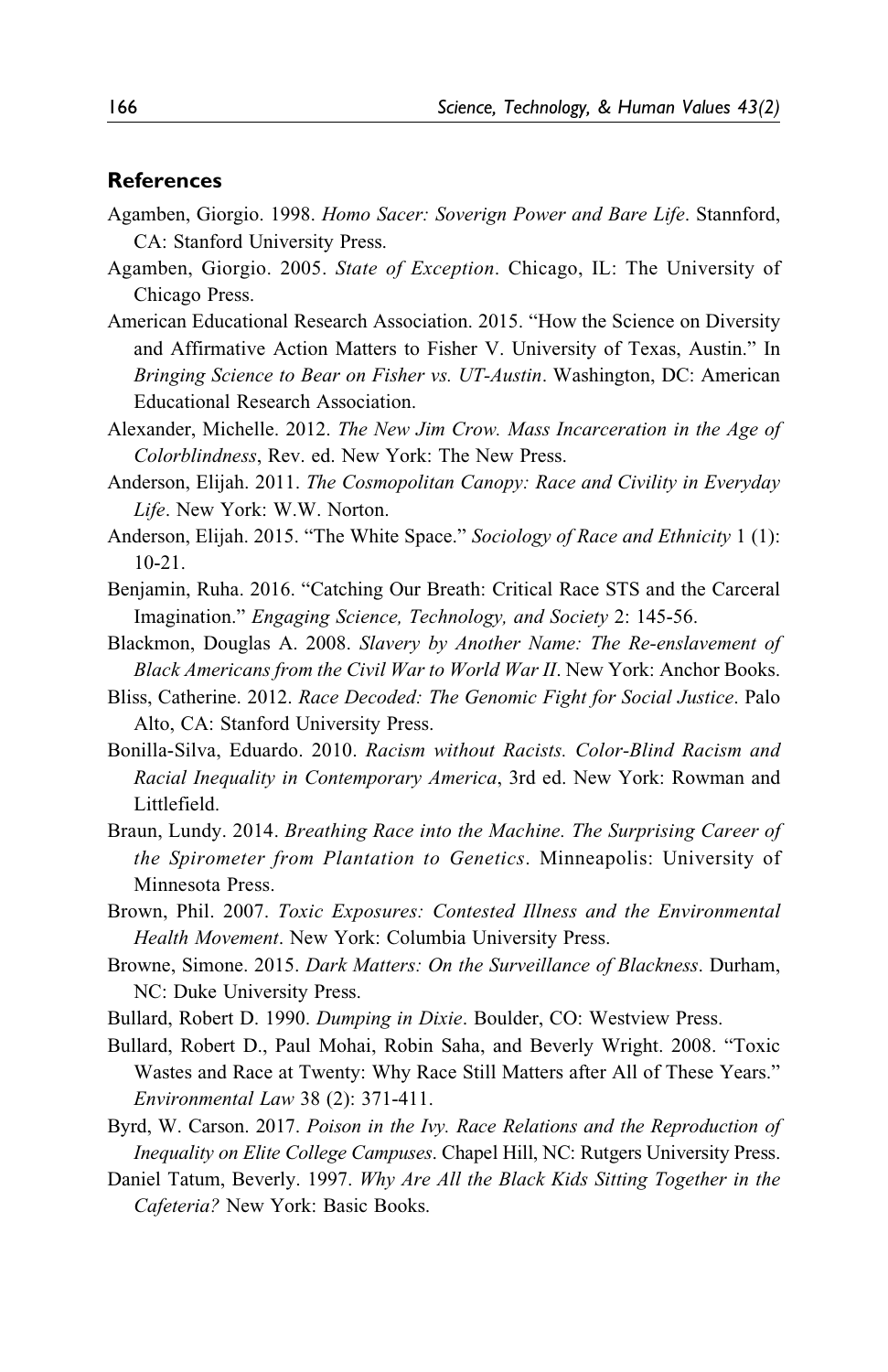## References

Agamben, Giorgio. 1998. *Homo Sacer: Soverign Power and Bare Life*. Stannford, CA: Stanford University Press.

Agamben, Giorgio. 2005. *State of Exception*. Chicago, IL: The University of Chicago Press.

American Educational Research Association. 2015. "How the Science on Diversity and Affirmative Action Matters to Fisher V. University of Texas, Austin." In *Bringing Science to Bear on Fisher vs. UT-Austin*. Washington, DC: American Educational Research Association.

Alexander, Michelle. 2012. *The New Jim Crow. Mass Incarceration in the Age of Colorblindness*, Rev. ed. New York: The New Press.

Anderson, Elijah. 2011. *The Cosmopolitan Canopy: Race and Civility in Everyday Life*. New York: W.W. Norton.

Anderson, Elijah. 2015. "The White Space." *Sociology of Race and Ethnicity* 1 (1): 10-21.

Benjamin, Ruha. 2016. "Catching Our Breath: Critical Race STS and the Carceral Imagination." *Engaging Science, Technology, and Society* 2: 145-56.

Blackmon, Douglas A. 2008. *Slavery by Another Name: The Re-enslavement of Black Americans from the Civil War to World War II*. New York: Anchor Books.

Bliss, Catherine. 2012. *Race Decoded: The Genomic Fight for Social Justice*. Palo Alto, CA: Stanford University Press.

Bonilla-Silva, Eduardo. 2010. *Racism without Racists. Color-Blind Racism and Racial Inequality in Contemporary America*, 3rd ed. New York: Rowman and Littlefield.

Braun, Lundy. 2014. *Breathing Race into the Machine. The Surprising Career of the Spirometer from Plantation to Genetics*. Minneapolis: University of Minnesota Press.

Brown, Phil. 2007. *Toxic Exposures: Contested Illness and the Environmental Health Movement*. New York: Columbia University Press.

Browne, Simone. 2015. *Dark Matters: On the Surveillance of Blackness*. Durham, NC: Duke University Press.

Bullard, Robert D. 1990. *Dumping in Dixie*. Boulder, CO: Westview Press.

Bullard, Robert D., Paul Mohai, Robin Saha, and Beverly Wright. 2008. "Toxic Wastes and Race at Twenty: Why Race Still Matters after All of These Years." *Environmental Law* 38 (2): 371-411.

Byrd, W. Carson. 2017. *Poison in the Ivy. Race Relations and the Reproduction of Inequality on Elite College Campuses*. Chapel Hill, NC: Rutgers University Press.

Daniel Tatum, Beverly. 1997. *Why Are All the Black Kids Sitting Together in the Cafeteria?* New York: Basic Books.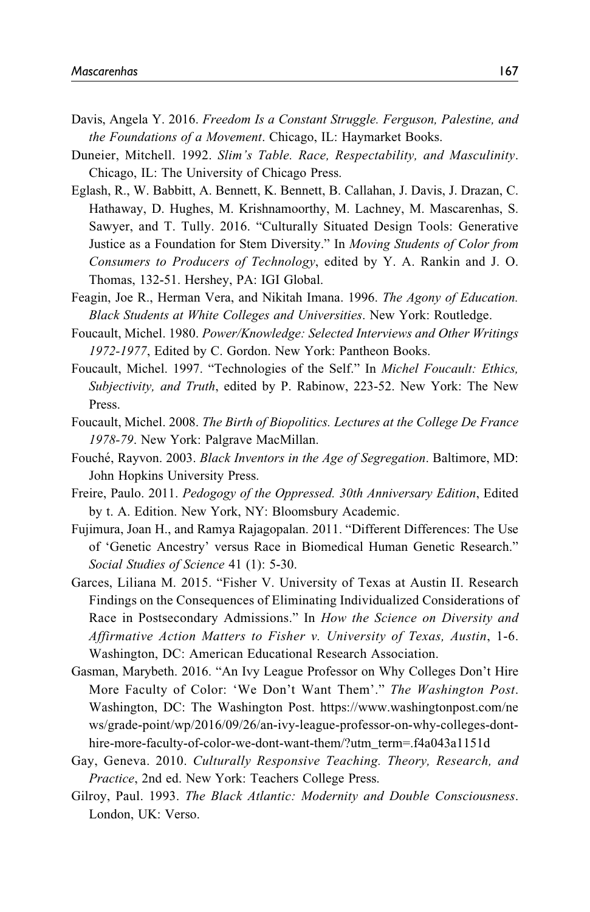Davis, Angela Y. 2016. *Freedom Is a Constant Struggle. Ferguson, Palestine, and the Foundations of a Movement*. Chicago, IL: Haymarket Books.

Duneier, Mitchell. 1992. *Slim's Table. Race, Respectability, and Masculinity*. Chicago, IL: The University of Chicago Press.

Eglash, R., W. Babbitt, A. Bennett, K. Bennett, B. Callahan, J. Davis, J. Drazan, C. Hathaway, D. Hughes, M. Krishnamoorthy, M. Lachney, M. Mascarenhas, S. Sawyer, and T. Tully. 2016. "Culturally Situated Design Tools: Generative Justice as a Foundation for Stem Diversity." In *Moving Students of Color from Consumers to Producers of Technology*, edited by Y. A. Rankin and J. O. Thomas, 132-51. Hershey, PA: IGI Global.

Feagin, Joe R., Herman Vera, and Nikitah Imana. 1996. *The Agony of Education. Black Students at White Colleges and Universities*. New York: Routledge.

Foucault, Michel. 1980. *Power/Knowledge: Selected Interviews and Other Writings 1972-1977*, Edited by C. Gordon. New York: Pantheon Books.

Foucault, Michel. 1997. "Technologies of the Self." In *Michel Foucault: Ethics, Subjectivity, and Truth*, edited by P. Rabinow, 223-52. New York: The New Press.

Foucault, Michel. 2008. *The Birth of Biopolitics. Lectures at the College De France 1978-79*. New York: Palgrave MacMillan.

Fouché, Rayvon. 2003. *Black Inventors in the Age of Segregation*. Baltimore, MD: John Hopkins University Press.

Freire, Paulo. 2011. *Pedogogy of the Oppressed. 30th Anniversary Edition*, Edited by t. A. Edition. New York, NY: Bloomsbury Academic.

Fujimura, Joan H., and Ramya Rajagopalan. 2011. "Different Differences: The Use of 'Genetic Ancestry' versus Race in Biomedical Human Genetic Research." *Social Studies of Science* 41 (1): 5-30.

Garces, Liliana M. 2015. "Fisher V. University of Texas at Austin II. Research Findings on the Consequences of Eliminating Individualized Considerations of Race in Postsecondary Admissions." In *How the Science on Diversity and Affirmative Action Matters to Fisher v. University of Texas, Austin*, 1-6. Washington, DC: American Educational Research Association.

Gasman, Marybeth. 2016. "An Ivy League Professor on Why Colleges Don't Hire More Faculty of Color: 'We Don't Want Them'." *The Washington Post*. Washington, DC: The Washington Post. https://www.washingtonpost.com/news/grade-point/wp/2016/09/26/an-ivy-league-professor-on-why-colleges-dont-hire-more-faculty-of-color-we-dont-want-them/?utm_term=.f4a043a1151d

Gay, Geneva. 2010. *Culturally Responsive Teaching. Theory, Research, and Practice*, 2nd ed. New York: Teachers College Press.

Gilroy, Paul. 1993. *The Black Atlantic: Modernity and Double Consciousness*. London, UK: Verso.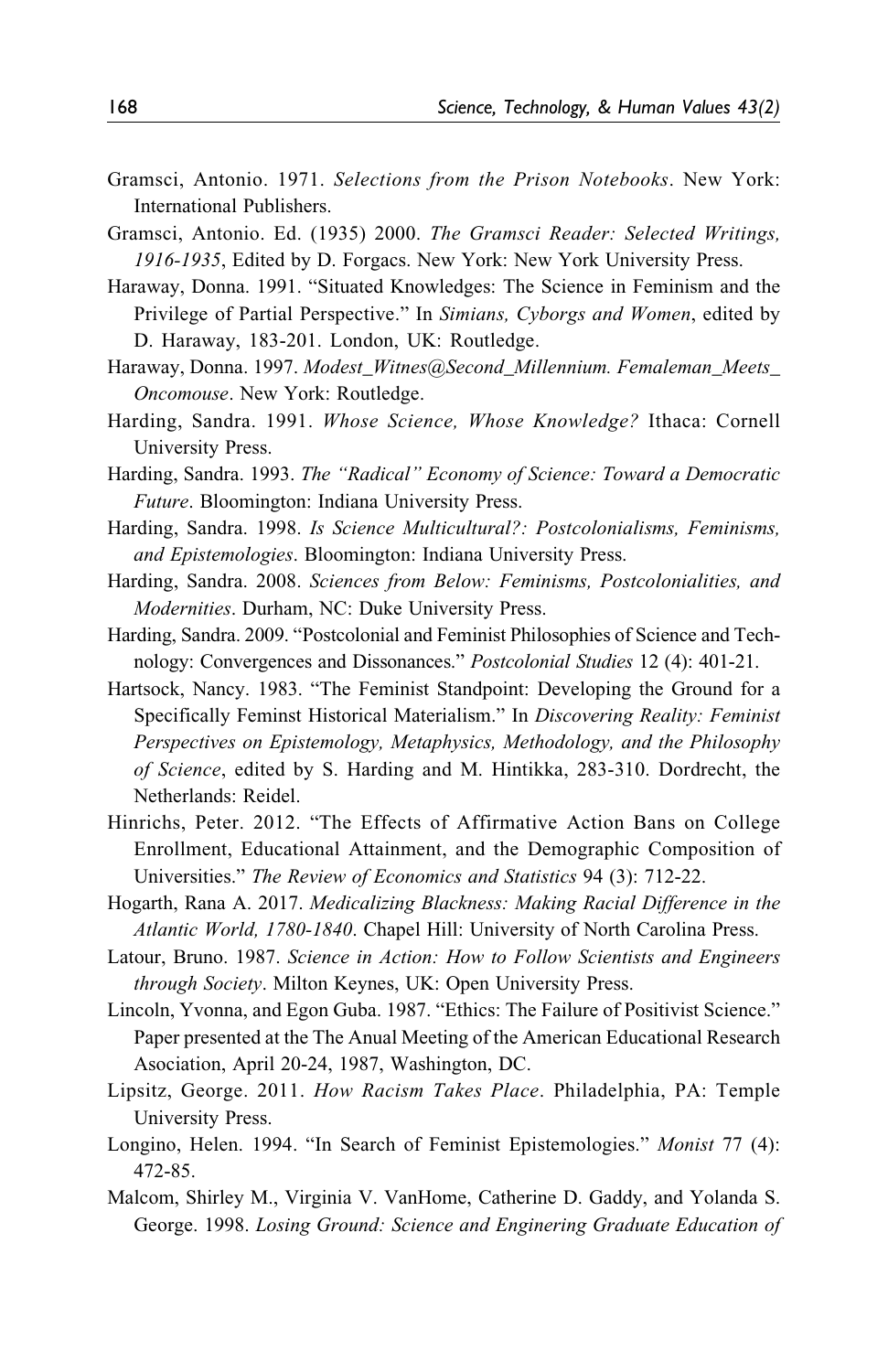Gramsci, Antonio. 1971. *Selections from the Prison Notebooks*. New York: International Publishers.

Gramsci, Antonio. Ed. (1935) 2000. *The Gramsci Reader: Selected Writings, 1916-1935*, Edited by D. Forgacs. New York: New York University Press.

Haraway, Donna. 1991. "Situated Knowledges: The Science in Feminism and the Privilege of Partial Perspective." In *Simians, Cyborgs and Women*, edited by D. Haraway, 183-201. London, UK: Routledge.

Haraway, Donna. 1997. *Modest_Witnes@Second_Millennium. Femaleman_Meets_Oncomouse*. New York: Routledge.

Harding, Sandra. 1991. *Whose Science, Whose Knowledge?* Ithaca: Cornell University Press.

Harding, Sandra. 1993. *The "Radical" Economy of Science: Toward a Democratic Future*. Bloomington: Indiana University Press.

Harding, Sandra. 1998. *Is Science Multicultural?: Postcolonialisms, Feminisms, and Epistemologies*. Bloomington: Indiana University Press.

Harding, Sandra. 2008. *Sciences from Below: Feminisms, Postcolonialities, and Modernities*. Durham, NC: Duke University Press.

Harding, Sandra. 2009. "Postcolonial and Feminist Philosophies of Science and Technology: Convergences and Dissonances." *Postcolonial Studies* 12 (4): 401-21.

Hartsock, Nancy. 1983. "The Feminist Standpoint: Developing the Ground for a Specifically Feminst Historical Materialism." In *Discovering Reality: Feminist Perspectives on Epistemology, Metaphysics, Methodology, and the Philosophy of Science*, edited by S. Harding and M. Hintikka, 283-310. Dordrecht, the Netherlands: Reidel.

Hinrichs, Peter. 2012. "The Effects of Affirmative Action Bans on College Enrollment, Educational Attainment, and the Demographic Composition of Universities." *The Review of Economics and Statistics* 94 (3): 712-22.

Hogarth, Rana A. 2017. *Medicalizing Blackness: Making Racial Difference in the Atlantic World, 1780-1840*. Chapel Hill: University of North Carolina Press.

Latour, Bruno. 1987. *Science in Action: How to Follow Scientists and Engineers through Society*. Milton Keynes, UK: Open University Press.

Lincoln, Yvonna, and Egon Guba. 1987. "Ethics: The Failure of Positivist Science." Paper presented at the The Anual Meeting of the American Educational Research Asociation, April 20-24, 1987, Washington, DC.

Lipsitz, George. 2011. *How Racism Takes Place*. Philadelphia, PA: Temple University Press.

Longino, Helen. 1994. "In Search of Feminist Epistemologies." *Monist* 77 (4): 472-85.

Malcom, Shirley M., Virginia V. VanHome, Catherine D. Gaddy, and Yolanda S. George. 1998. *Losing Ground: Science and Enginering Graduate Education of*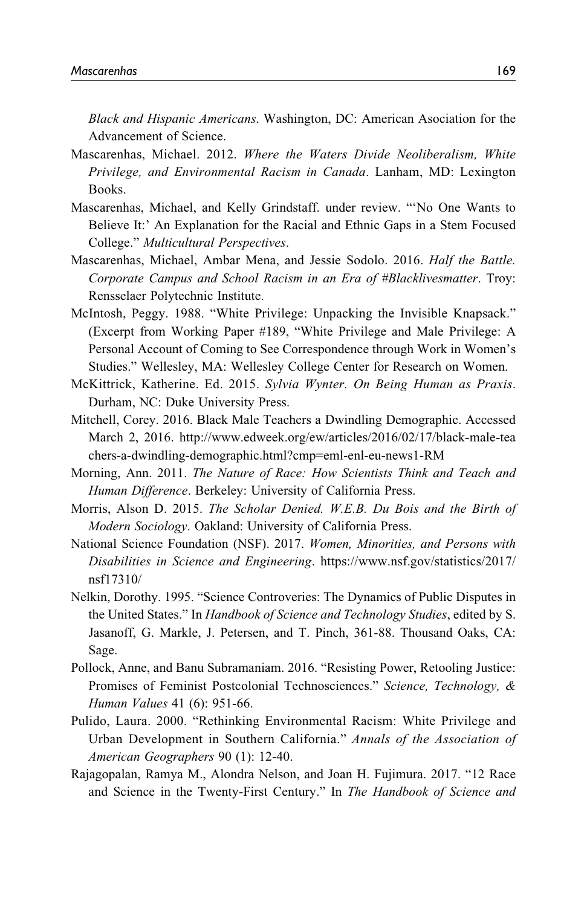*Black and Hispanic Americans*. Washington, DC: American Asociation for the Advancement of Science.

Mascarenhas, Michael. 2012. *Where the Waters Divide Neoliberalism, White Privilege, and Environmental Racism in Canada*. Lanham, MD: Lexington Books.

Mascarenhas, Michael, and Kelly Grindstaff. under review. "'No One Wants to Believe It:' An Explanation for the Racial and Ethnic Gaps in a Stem Focused College." *Multicultural Perspectives*.

Mascarenhas, Michael, Ambar Mena, and Jessie Sodolo. 2016. *Half the Battle. Corporate Campus and School Racism in an Era of #Blacklivesmatter*. Troy: Rensselaer Polytechnic Institute.

McIntosh, Peggy. 1988. "White Privilege: Unpacking the Invisible Knapsack." (Excerpt from Working Paper #189, "White Privilege and Male Privilege: A Personal Account of Coming to See Correspondence through Work in Women's Studies." Wellesley, MA: Wellesley College Center for Research on Women.

McKittrick, Katherine. Ed. 2015. *Sylvia Wynter. On Being Human as Praxis*. Durham, NC: Duke University Press.

Mitchell, Corey. 2016. Black Male Teachers a Dwindling Demographic. Accessed March 2, 2016. http://www.edweek.org/ew/articles/2016/02/17/black-male-teachers-a-dwindling-demographic.html?cmp=eml-enl-eu-news1-RM

Morning, Ann. 2011. *The Nature of Race: How Scientists Think and Teach and Human Difference*. Berkeley: University of California Press.

Morris, Alson D. 2015. *The Scholar Denied. W.E.B. Du Bois and the Birth of Modern Sociology*. Oakland: University of California Press.

National Science Foundation (NSF). 2017. *Women, Minorities, and Persons with Disabilities in Science and Engineering*. https://www.nsf.gov/statistics/2017/nsf17310/

Nelkin, Dorothy. 1995. "Science Controveries: The Dynamics of Public Disputes in the United States." In *Handbook of Science and Technology Studies*, edited by S. Jasanoff, G. Markle, J. Petersen, and T. Pinch, 361-88. Thousand Oaks, CA: Sage.

Pollock, Anne, and Banu Subramaniam. 2016. "Resisting Power, Retooling Justice: Promises of Feminist Postcolonial Technosciences." *Science, Technology, & Human Values* 41 (6): 951-66.

Pulido, Laura. 2000. "Rethinking Environmental Racism: White Privilege and Urban Development in Southern California." *Annals of the Association of American Geographers* 90 (1): 12-40.

Rajagopalan, Ramya M., Alondra Nelson, and Joan H. Fujimura. 2017. "12 Race and Science in the Twenty-First Century." In *The Handbook of Science and*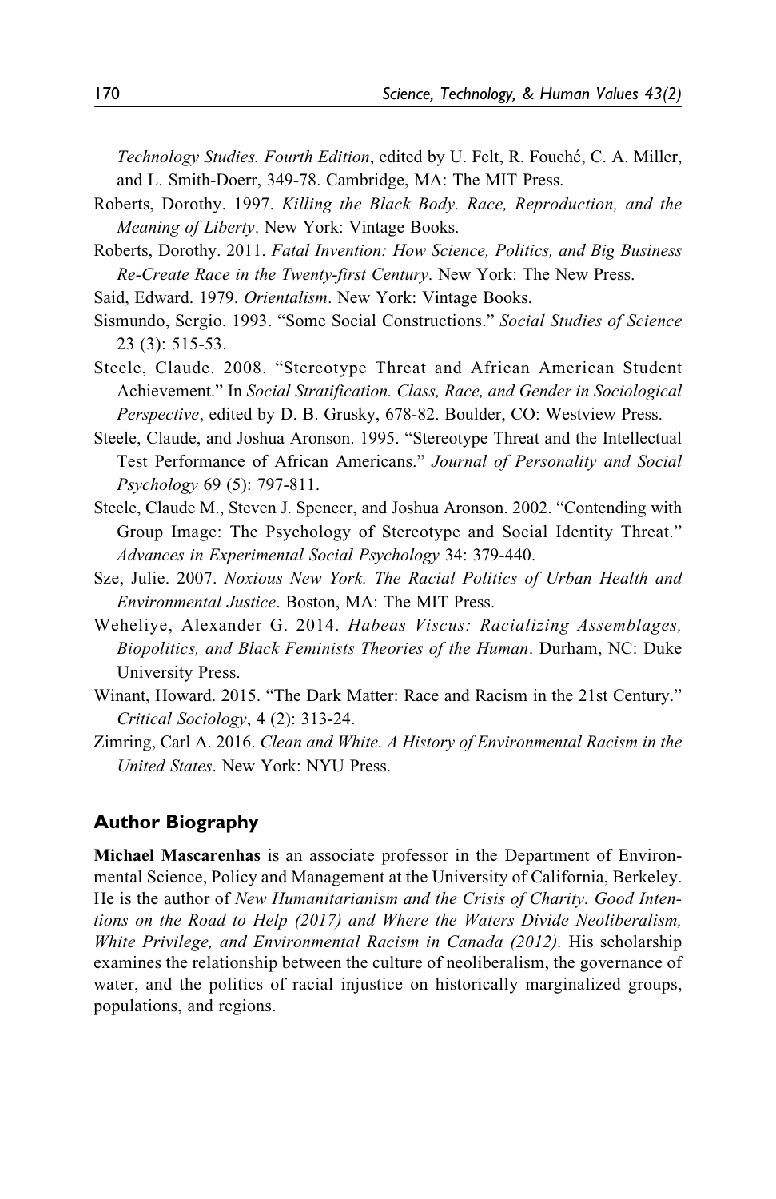*Technology Studies. Fourth Edition*, edited by U. Felt, R. Fouché, C. A. Miller, and L. Smith-Doerr, 349-78. Cambridge, MA: The MIT Press.

Roberts, Dorothy. 1997. *Killing the Black Body. Race, Reproduction, and the Meaning of Liberty*. New York: Vintage Books.

Roberts, Dorothy. 2011. *Fatal Invention: How Science, Politics, and Big Business Re-Create Race in the Twenty-first Century*. New York: The New Press.

Said, Edward. 1979. *Orientalism*. New York: Vintage Books.

Sismundo, Sergio. 1993. "Some Social Constructions." *Social Studies of Science* 23 (3): 515-53.

Steele, Claude. 2008. "Stereotype Threat and African American Student Achievement." In *Social Stratification. Class, Race, and Gender in Sociological Perspective*, edited by D. B. Grusky, 678-82. Boulder, CO: Westview Press.

Steele, Claude, and Joshua Aronson. 1995. "Stereotype Threat and the Intellectual Test Performance of African Americans." *Journal of Personality and Social Psychology* 69 (5): 797-811.

Steele, Claude M., Steven J. Spencer, and Joshua Aronson. 2002. "Contending with Group Image: The Psychology of Stereotype and Social Identity Threat." *Advances in Experimental Social Psychology* 34: 379-440.

Sze, Julie. 2007. *Noxious New York. The Racial Politics of Urban Health and Environmental Justice*. Boston, MA: The MIT Press.

Weheliye, Alexander G. 2014. *Habeas Viscus: Racializing Assemblages, Biopolitics, and Black Feminists Theories of the Human*. Durham, NC: Duke University Press.

Winant, Howard. 2015. "The Dark Matter: Race and Racism in the 21st Century." *Critical Sociology*, 4 (2): 313-24.

Zimring, Carl A. 2016. *Clean and White. A History of Environmental Racism in the United States*. New York: NYU Press.

## Author Biography

**Michael Mascarenhas** is an associate professor in the Department of Environmental Science, Policy and Management at the University of California, Berkeley. He is the author of *New Humanitarianism and the Crisis of Charity. Good Intentions on the Road to Help (2017) and Where the Waters Divide Neoliberalism, White Privilege, and Environmental Racism in Canada (2012).* His scholarship examines the relationship between the culture of neoliberalism, the governance of water, and the politics of racial injustice on historically marginalized groups, populations, and regions.